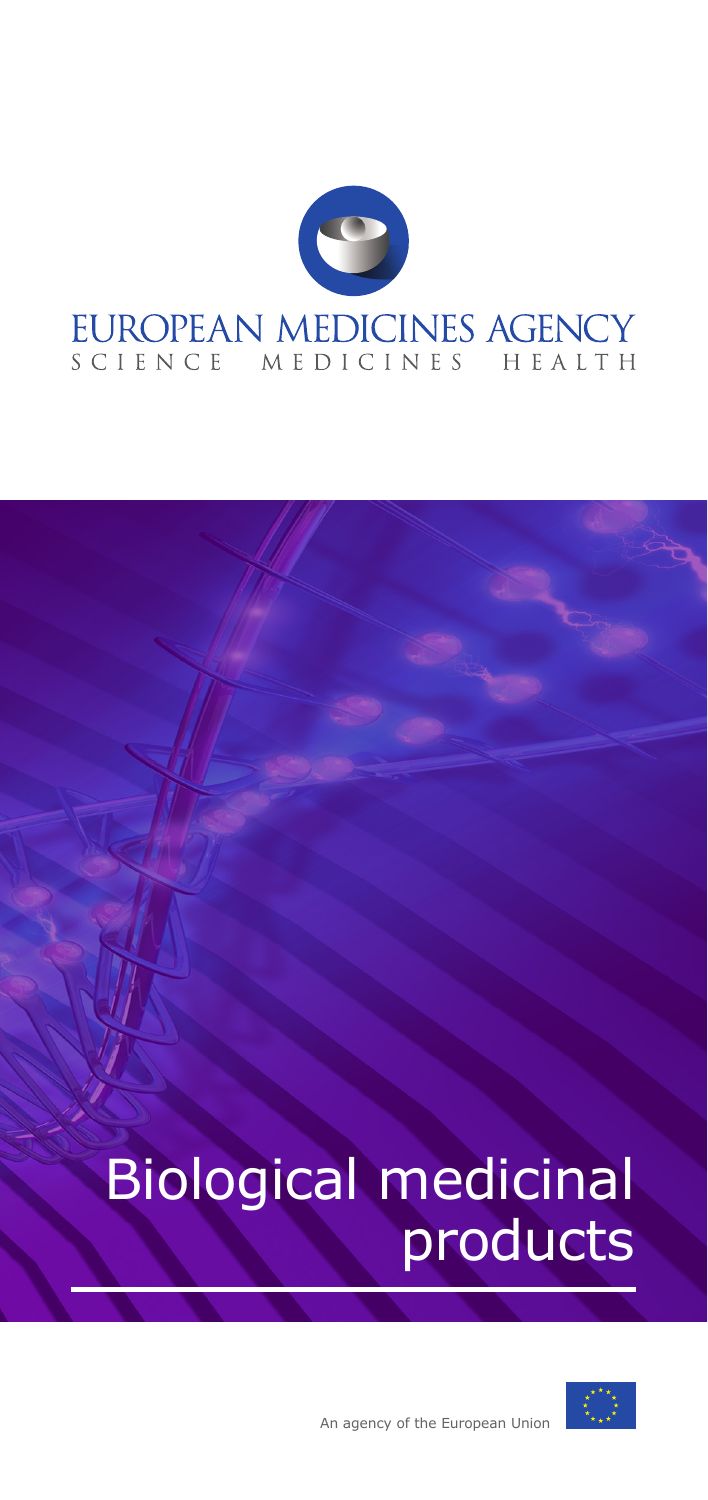EUROPEAN MEDICINES AGENCY

SCIENCE MEDICINES HEALTH

# Biological medicinal products

An agency of the European Union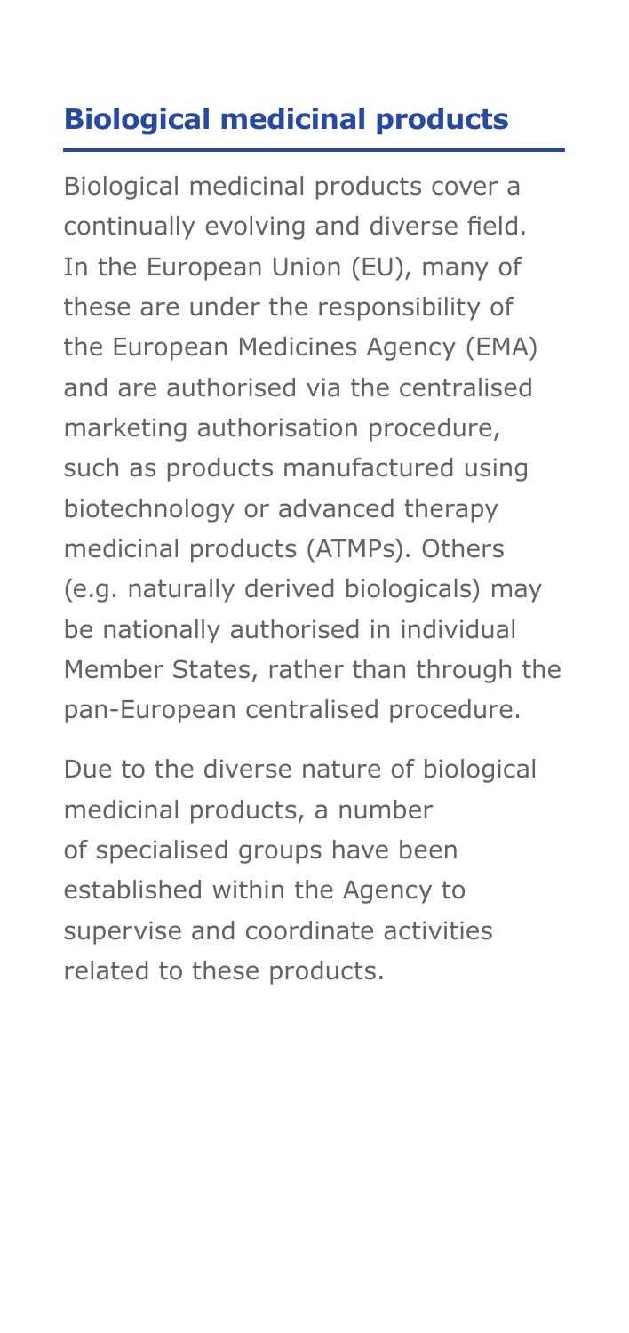## Biological medicinal products

Biological medicinal products cover a continually evolving and diverse field. In the European Union (EU), many of these are under the responsibility of the European Medicines Agency (EMA) and are authorised via the centralised marketing authorisation procedure, such as products manufactured using biotechnology or advanced therapy medicinal products (ATMPs). Others (e.g. naturally derived biologicals) may be nationally authorised in individual Member States, rather than through the pan-European centralised procedure.

Due to the diverse nature of biological medicinal products, a number of specialised groups have been established within the Agency to supervise and coordinate activities related to these products.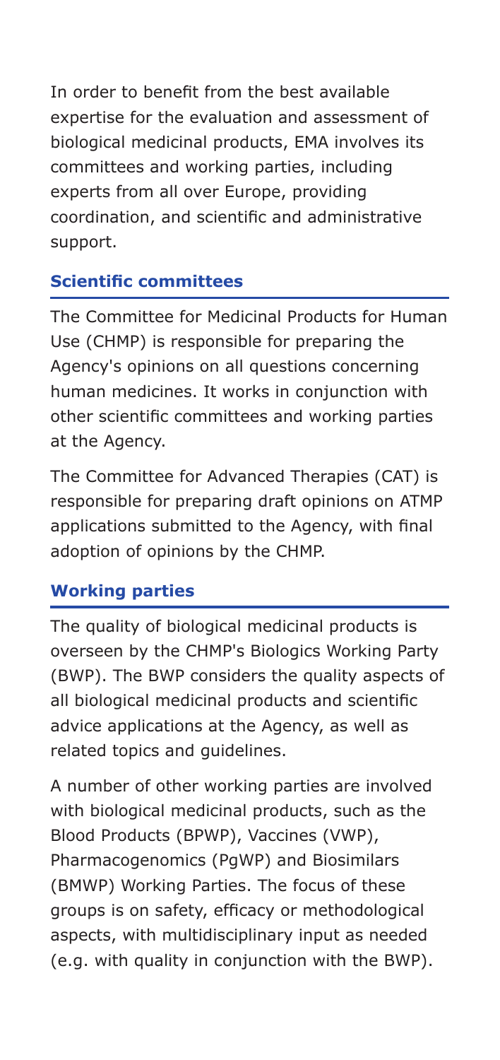In order to benefit from the best available expertise for the evaluation and assessment of biological medicinal products, EMA involves its committees and working parties, including experts from all over Europe, providing coordination, and scientific and administrative support.

## Scientific committees

The Committee for Medicinal Products for Human Use (CHMP) is responsible for preparing the Agency's opinions on all questions concerning human medicines. It works in conjunction with other scientific committees and working parties at the Agency.

The Committee for Advanced Therapies (CAT) is responsible for preparing draft opinions on ATMP applications submitted to the Agency, with final adoption of opinions by the CHMP.

## Working parties

The quality of biological medicinal products is overseen by the CHMP's Biologics Working Party (BWP). The BWP considers the quality aspects of all biological medicinal products and scientific advice applications at the Agency, as well as related topics and guidelines.

A number of other working parties are involved with biological medicinal products, such as the Blood Products (BPWP), Vaccines (VWP), Pharmacogenomics (PgWP) and Biosimilars (BMWP) Working Parties. The focus of these groups is on safety, efficacy or methodological aspects, with multidisciplinary input as needed (e.g. with quality in conjunction with the BWP).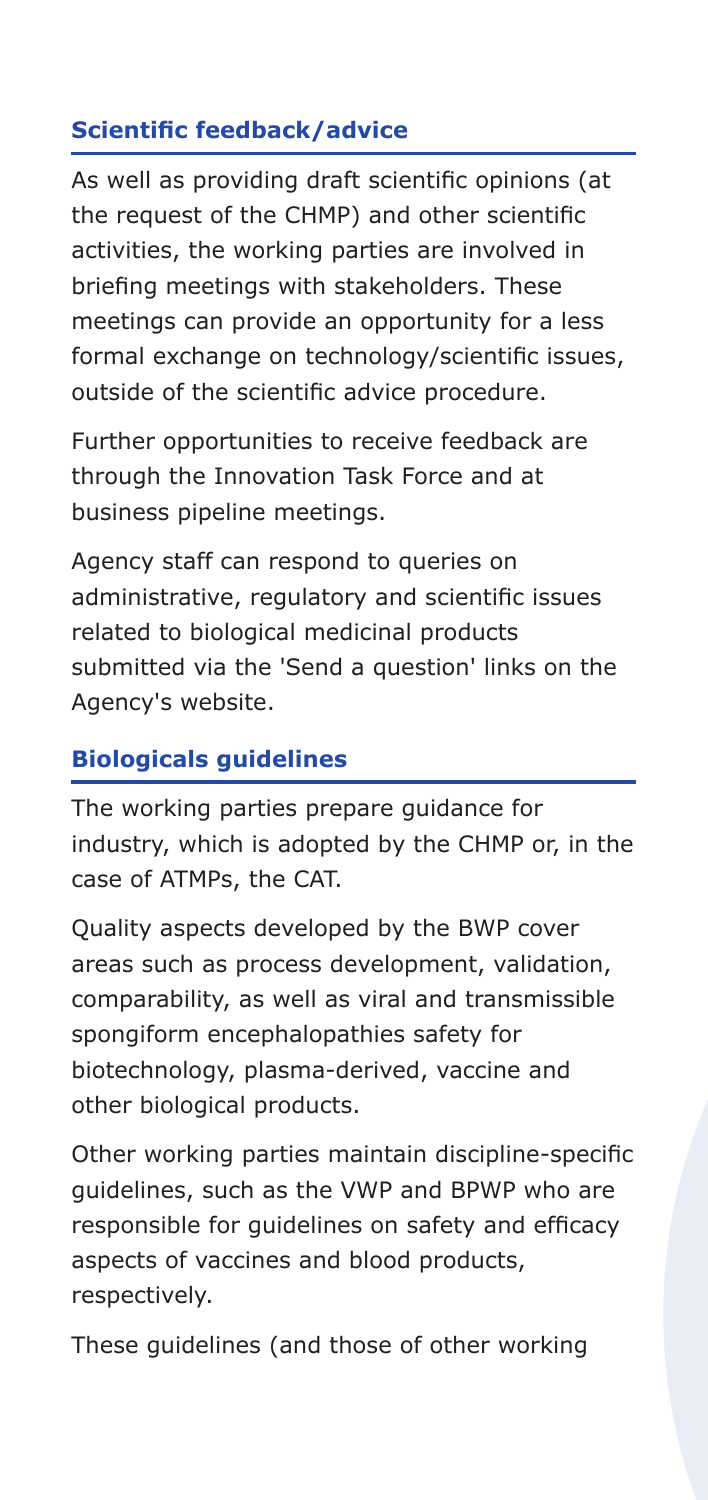## Scientific feedback/advice

As well as providing draft scientific opinions (at the request of the CHMP) and other scientific activities, the working parties are involved in briefing meetings with stakeholders. These meetings can provide an opportunity for a less formal exchange on technology/scientific issues, outside of the scientific advice procedure.

Further opportunities to receive feedback are through the Innovation Task Force and at business pipeline meetings.

Agency staff can respond to queries on administrative, regulatory and scientific issues related to biological medicinal products submitted via the 'Send a question' links on the Agency's website.

## Biologicals guidelines

The working parties prepare guidance for industry, which is adopted by the CHMP or, in the case of ATMPs, the CAT.

Quality aspects developed by the BWP cover areas such as process development, validation, comparability, as well as viral and transmissible spongiform encephalopathies safety for biotechnology, plasma-derived, vaccine and other biological products.

Other working parties maintain discipline-specific guidelines, such as the VWP and BPWP who are responsible for guidelines on safety and efficacy aspects of vaccines and blood products, respectively.

These guidelines (and those of other working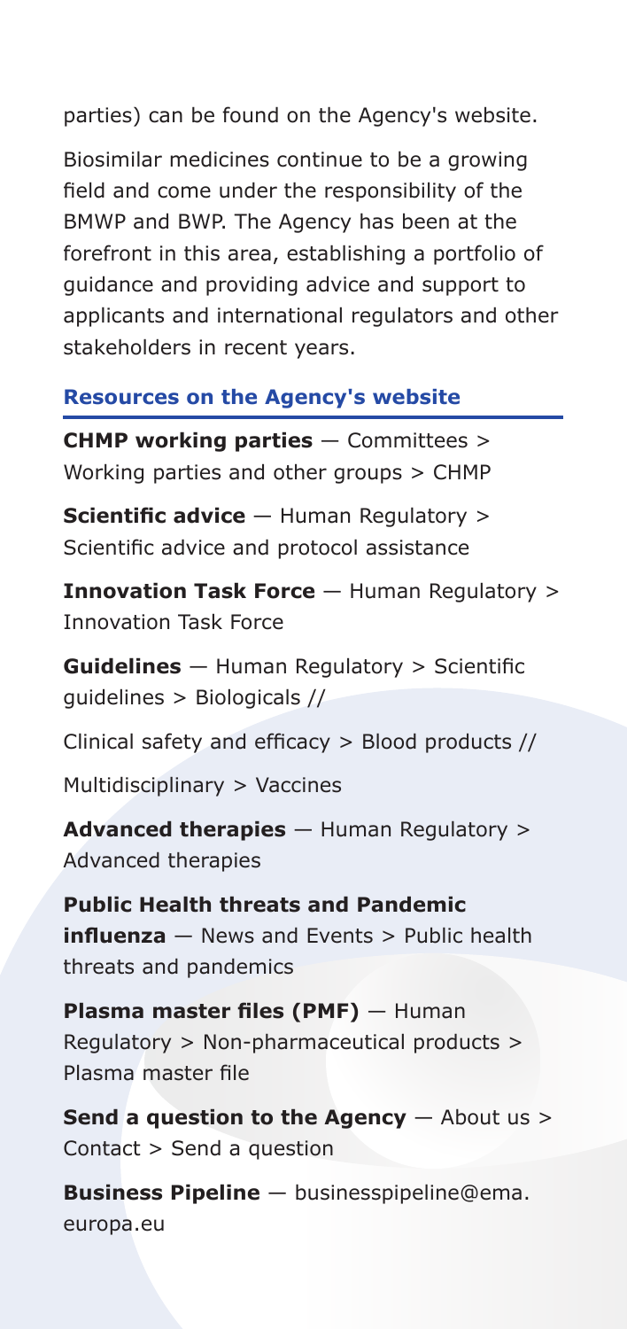parties) can be found on the Agency's website.

Biosimilar medicines continue to be a growing field and come under the responsibility of the BMWP and BWP. The Agency has been at the forefront in this area, establishing a portfolio of guidance and providing advice and support to applicants and international regulators and other stakeholders in recent years.

### Resources on the Agency's website

**CHMP working parties** — Committees > Working parties and other groups > CHMP

**Scientific advice** — Human Regulatory > Scientific advice and protocol assistance

**Innovation Task Force** — Human Regulatory > Innovation Task Force

**Guidelines** — Human Regulatory > Scientific guidelines > Biologicals //

Clinical safety and efficacy > Blood products //

Multidisciplinary > Vaccines

**Advanced therapies** — Human Regulatory > Advanced therapies

**Public Health threats and Pandemic influenza** — News and Events > Public health threats and pandemics

**Plasma master files (PMF)** — Human Regulatory > Non-pharmaceutical products > Plasma master file

**Send a question to the Agency** — About us > Contact > Send a question

**Business Pipeline** — businesspipeline@ema.europa.eu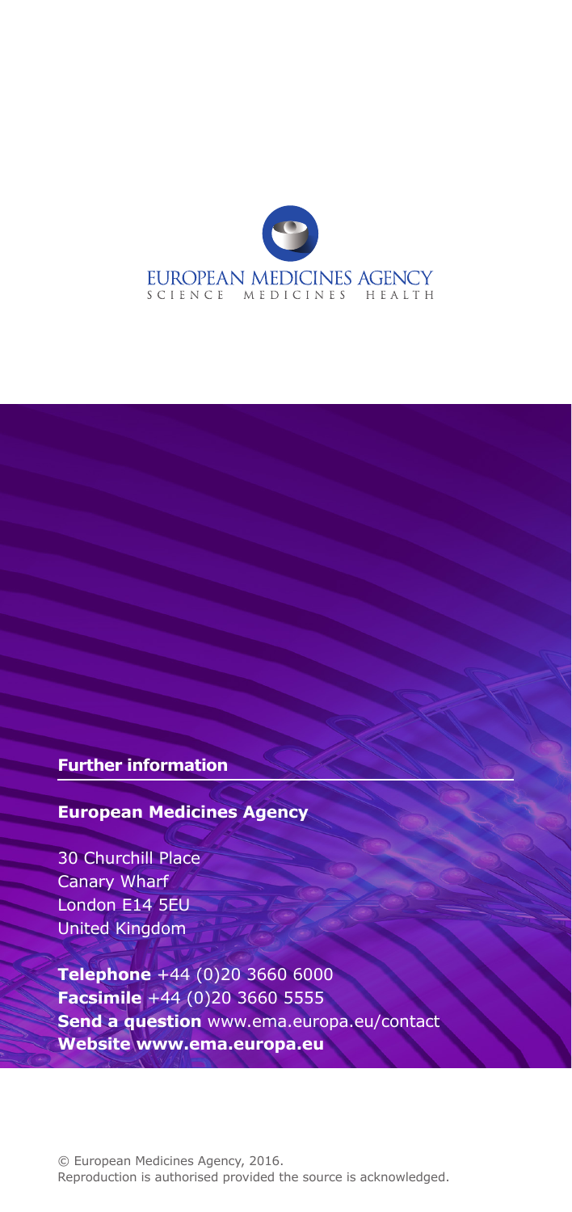EUROPEAN MEDICINES AGENCY
SCIENCE MEDICINES HEALTH

## Further information

**European Medicines Agency**

30 Churchill Place
Canary Wharf
London E14 5EU
United Kingdom

**Telephone** +44 (0)20 3660 6000
**Facsimile** +44 (0)20 3660 5555
**Send a question** www.ema.europa.eu/contact
**Website www.ema.europa.eu**

© European Medicines Agency, 2016.
Reproduction is authorised provided the source is acknowledged.